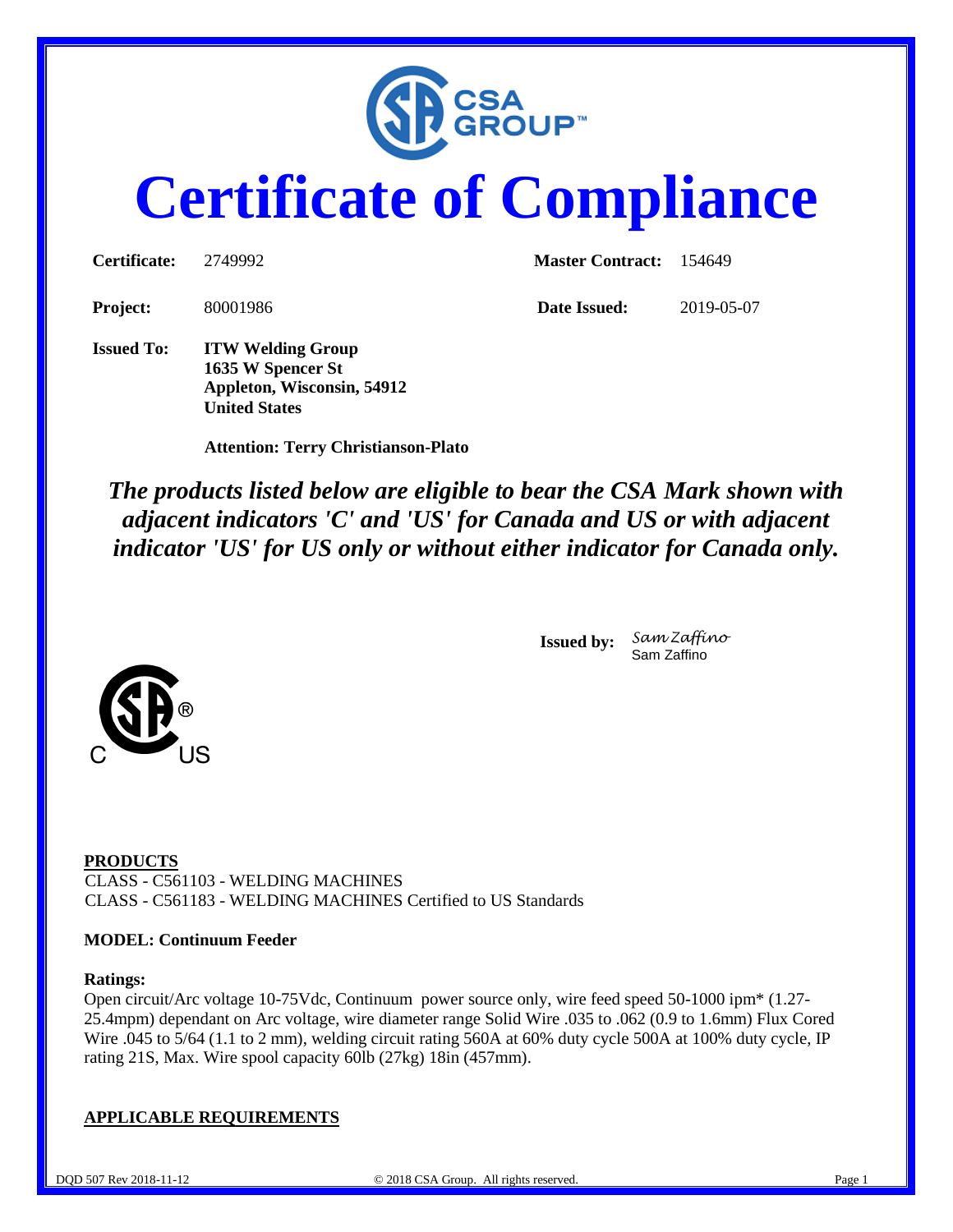CSA GROUP™

# Certificate of Compliance

| | | | |
|---|---|---|---|
| **Certificate:** | 2749992 | **Master Contract:** | 154649 |
| **Project:** | 80001986 | **Date Issued:** | 2019-05-07 |

**Issued To:** **ITW Welding Group**
**1635 W Spencer St**
**Appleton, Wisconsin, 54912**
**United States**

**Attention: Terry Christianson-Plato**

***The products listed below are eligible to bear the CSA Mark shown with adjacent indicators 'C' and 'US' for Canada and US or with adjacent indicator 'US' for US only or without either indicator for Canada only.***

**Issued by:** Sam Zaffino
Sam Zaffino

C US

**PRODUCTS**
CLASS - C561103 - WELDING MACHINES
CLASS - C561183 - WELDING MACHINES Certified to US Standards

**MODEL: Continuum Feeder**

**Ratings:**
Open circuit/Arc voltage 10-75Vdc, Continuum power source only, wire feed speed 50-1000 ipm* (1.27-25.4mpm) dependant on Arc voltage, wire diameter range Solid Wire .035 to .062 (0.9 to 1.6mm) Flux Cored Wire .045 to 5/64 (1.1 to 2 mm), welding circuit rating 560A at 60% duty cycle 500A at 100% duty cycle, IP rating 21S, Max. Wire spool capacity 60lb (27kg) 18in (457mm).

**APPLICABLE REQUIREMENTS**

DQD 507 Rev 2018-11-12 © 2018 CSA Group. All rights reserved.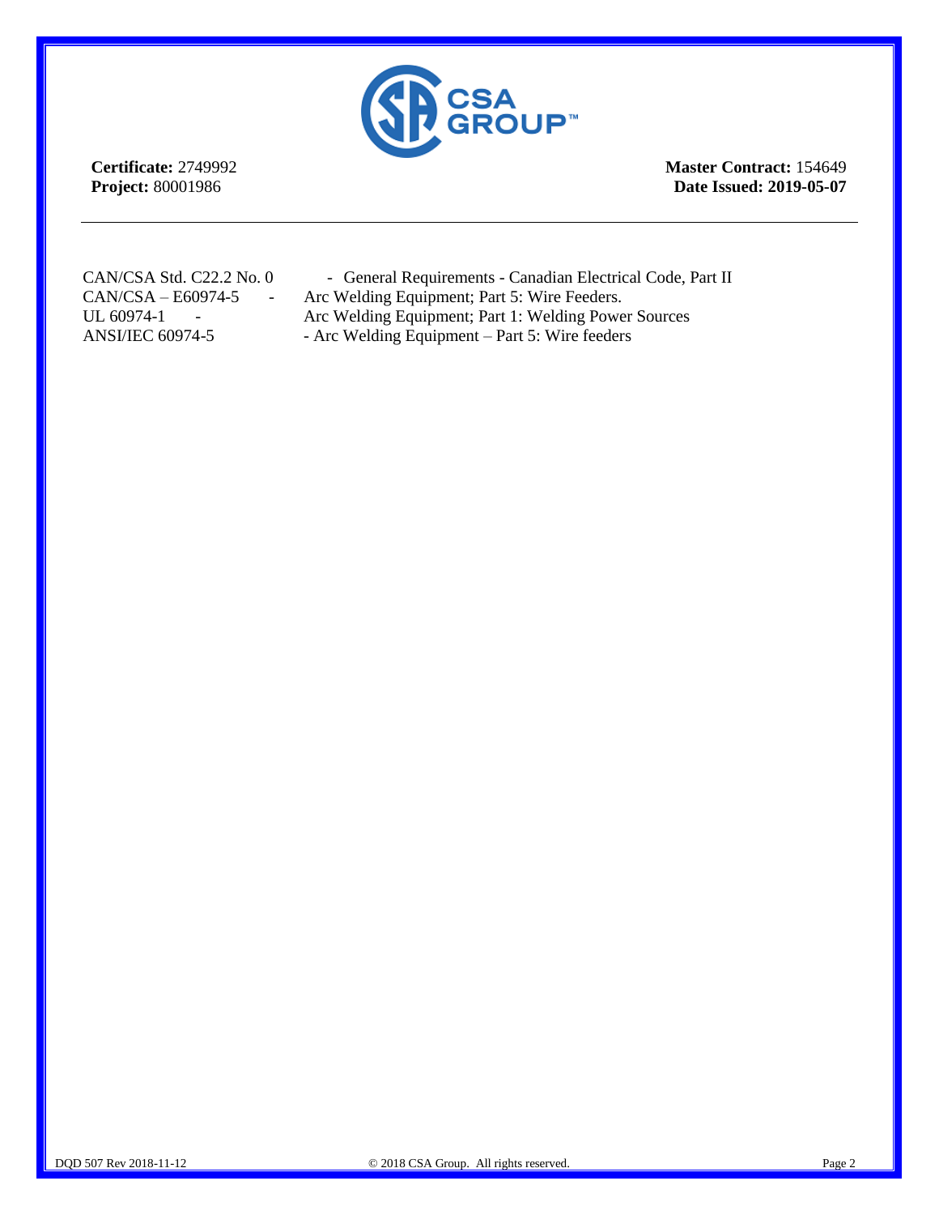**Certificate:** 2749992
**Project:** 80001986

**Master Contract:** 154649
**Date Issued: 2019-05-07**

---

| | |
|---|---|
| CAN/CSA Std. C22.2 No. 0 | - General Requirements - Canadian Electrical Code, Part II |
| CAN/CSA – E60974-5 - | Arc Welding Equipment; Part 5: Wire Feeders. |
| UL 60974-1 - | Arc Welding Equipment; Part 1: Welding Power Sources |
| ANSI/IEC 60974-5 | - Arc Welding Equipment – Part 5: Wire feeders |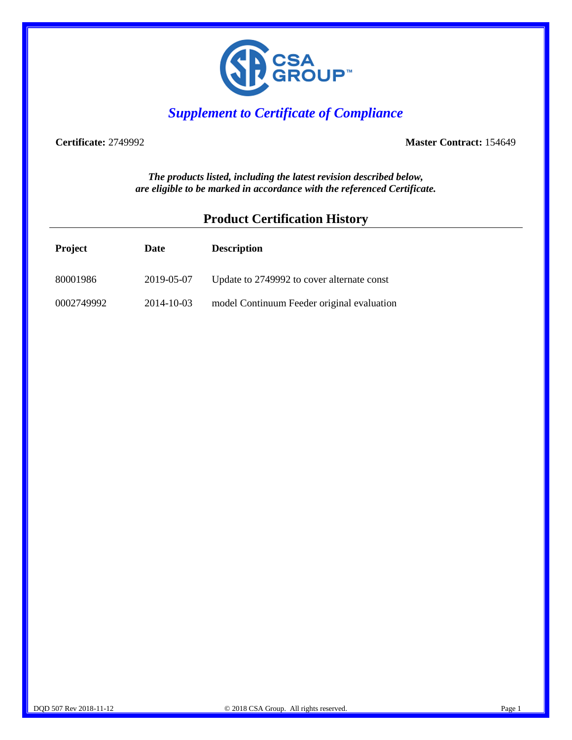## *Supplement to Certificate of Compliance*

**Certificate:** 2749992 **Master Contract:** 154649

***The products listed, including the latest revision described below, are eligible to be marked in accordance with the referenced Certificate.***

## Product Certification History

| Project | Date | Description |
|---|---|---|
| 80001986 | 2019-05-07 | Update to 2749992 to cover alternate const |
| 0002749992 | 2014-10-03 | model Continuum Feeder original evaluation |

DQD 507 Rev 2018-11-12 © 2018 CSA Group. All rights reserved.